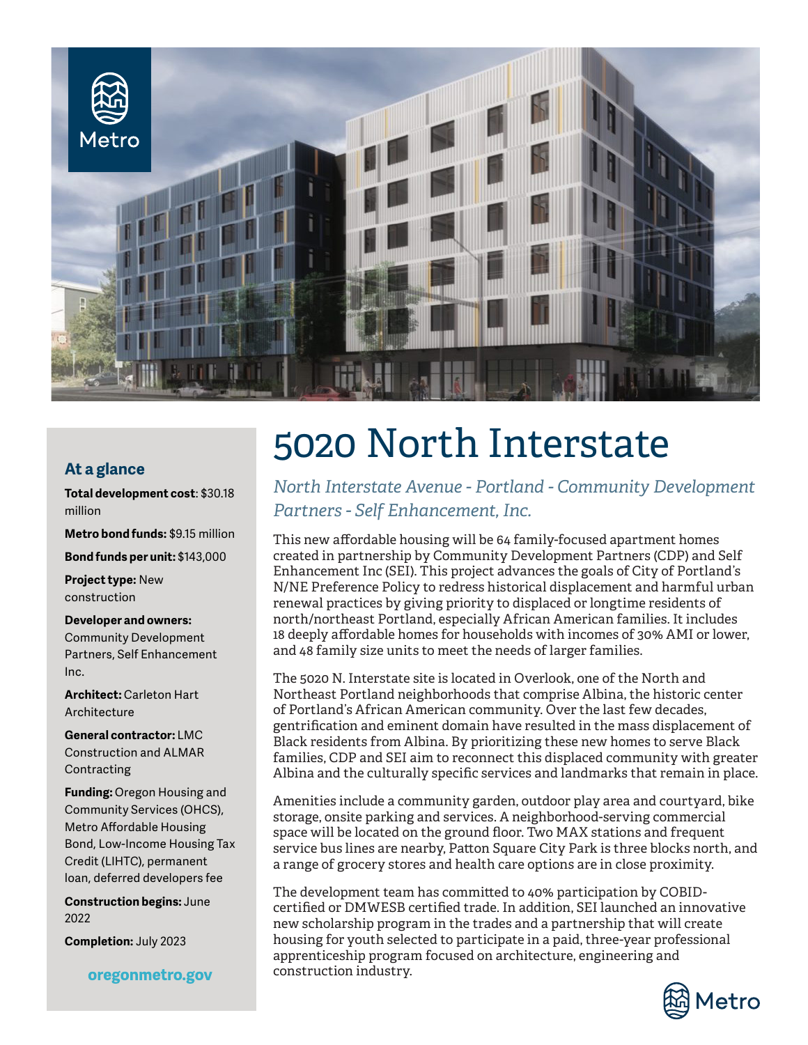# 5020 North Interstate

*North Interstate Avenue - Portland - Community Development Partners - Self Enhancement, Inc.*

This new affordable housing will be 64 family-focused apartment homes created in partnership by Community Development Partners (CDP) and Self Enhancement Inc (SEI). This project advances the goals of City of Portland's N/NE Preference Policy to redress historical displacement and harmful urban renewal practices by giving priority to displaced or longtime residents of north/northeast Portland, especially African American families. It includes 18 deeply affordable homes for households with incomes of 30% AMI or lower, and 48 family size units to meet the needs of larger families.

The 5020 N. Interstate site is located in Overlook, one of the North and Northeast Portland neighborhoods that comprise Albina, the historic center of Portland's African American community. Over the last few decades, gentrification and eminent domain have resulted in the mass displacement of Black residents from Albina. By prioritizing these new homes to serve Black families, CDP and SEI aim to reconnect this displaced community with greater Albina and the culturally specific services and landmarks that remain in place.

Amenities include a community garden, outdoor play area and courtyard, bike storage, onsite parking and services. A neighborhood-serving commercial space will be located on the ground floor. Two MAX stations and frequent service bus lines are nearby, Patton Square City Park is three blocks north, and a range of grocery stores and health care options are in close proximity.

The development team has committed to 40% participation by COBID-certified or DMWESB certified trade. In addition, SEI launched an innovative new scholarship program in the trades and a partnership that will create housing for youth selected to participate in a paid, three-year professional apprenticeship program focused on architecture, engineering and construction industry.

## At a glance

**Total development cost**: $30.18 million

**Metro bond funds:** $9.15 million

**Bond funds per unit:** $143,000

**Project type:** New construction

**Developer and owners:** Community Development Partners, Self Enhancement Inc.

**Architect:** Carleton Hart Architecture

**General contractor:** LMC Construction and ALMAR Contracting

**Funding:** Oregon Housing and Community Services (OHCS), Metro Affordable Housing Bond, Low-Income Housing Tax Credit (LIHTC), permanent loan, deferred developers fee

**Construction begins:** June 2022

**Completion:** July 2023

oregonmetro.gov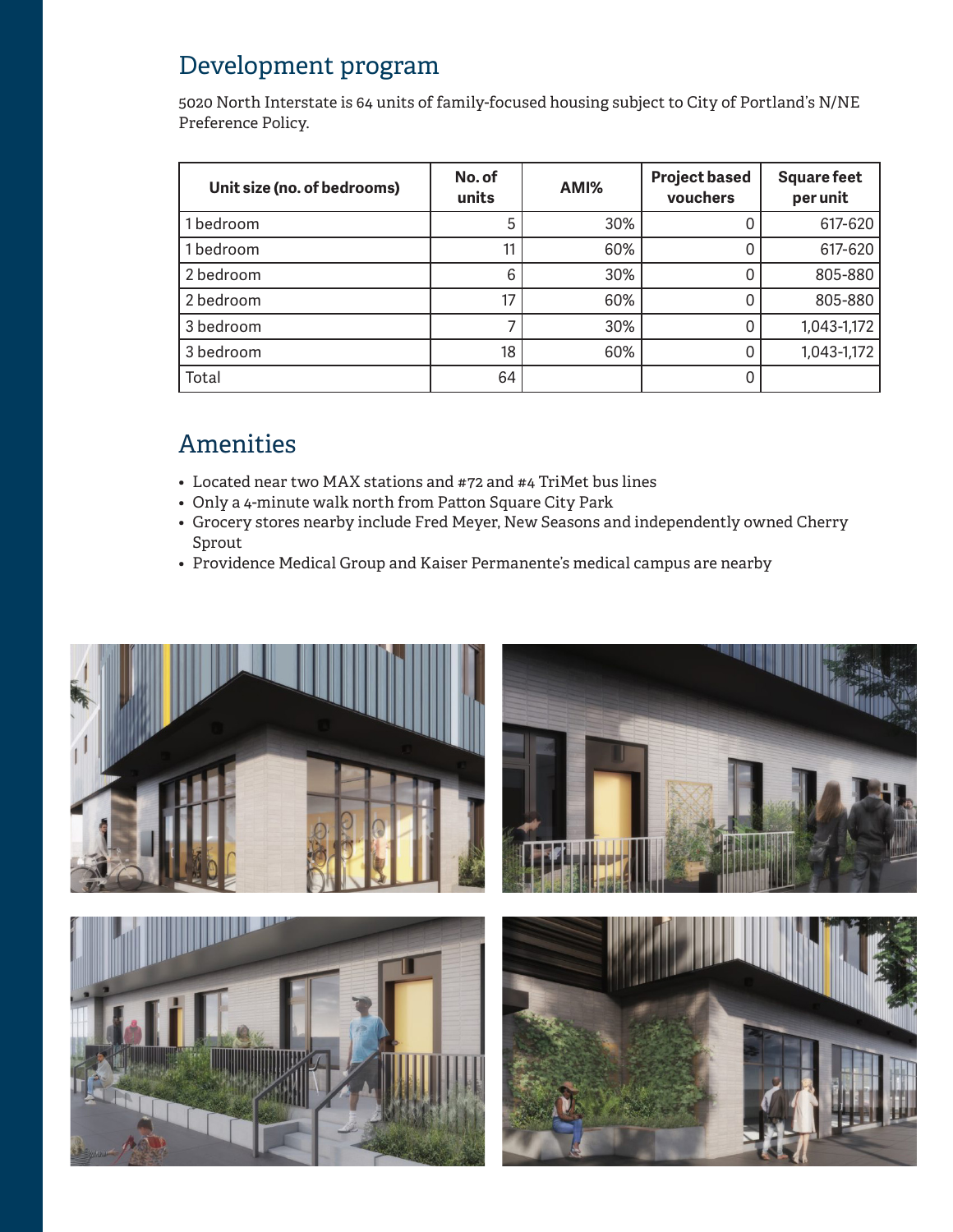## Development program

5020 North Interstate is 64 units of family-focused housing subject to City of Portland's N/NE Preference Policy.

| Unit size (no. of bedrooms) | No. of units | AMI% | Project based vouchers | Square feet per unit |
|---|---|---|---|---|
| 1 bedroom | 5 | 30% | 0 | 617-620 |
| 1 bedroom | 11 | 60% | 0 | 617-620 |
| 2 bedroom | 6 | 30% | 0 | 805-880 |
| 2 bedroom | 17 | 60% | 0 | 805-880 |
| 3 bedroom | 7 | 30% | 0 | 1,043-1,172 |
| 3 bedroom | 18 | 60% | 0 | 1,043-1,172 |
| Total | 64 | | 0 | |

## Amenities

- Located near two MAX stations and #72 and #4 TriMet bus lines
- Only a 4-minute walk north from Patton Square City Park
- Grocery stores nearby include Fred Meyer, New Seasons and independently owned Cherry Sprout
- Providence Medical Group and Kaiser Permanente's medical campus are nearby